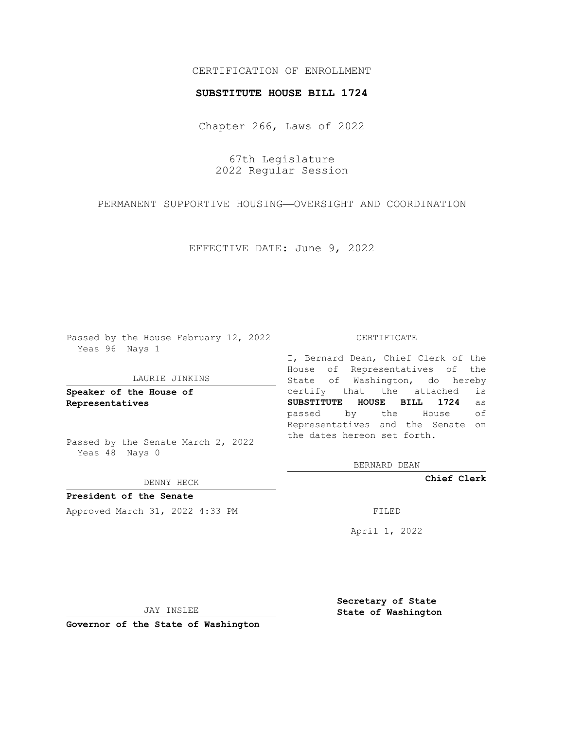CERTIFICATION OF ENROLLMENT

**SUBSTITUTE HOUSE BILL 1724**

Chapter 266, Laws of 2022

67th Legislature
2022 Regular Session

PERMANENT SUPPORTIVE HOUSING——OVERSIGHT AND COORDINATION

EFFECTIVE DATE: June 9, 2022

Passed by the House February 12, 2022
Yeas 96 Nays 1

LAURIE JINKINS

**Speaker of the House of Representatives**

Passed by the Senate March 2, 2022
Yeas 48 Nays 0

DENNY HECK

**President of the Senate**

Approved March 31, 2022 4:33 PM

JAY INSLEE

**Governor of the State of Washington**

CERTIFICATE

I, Bernard Dean, Chief Clerk of the House of Representatives of the State of Washington, do hereby certify that the attached is **SUBSTITUTE HOUSE BILL 1724** as passed by the House of Representatives and the Senate on the dates hereon set forth.

BERNARD DEAN

**Chief Clerk**

FILED

April 1, 2022

**Secretary of State**
**State of Washington**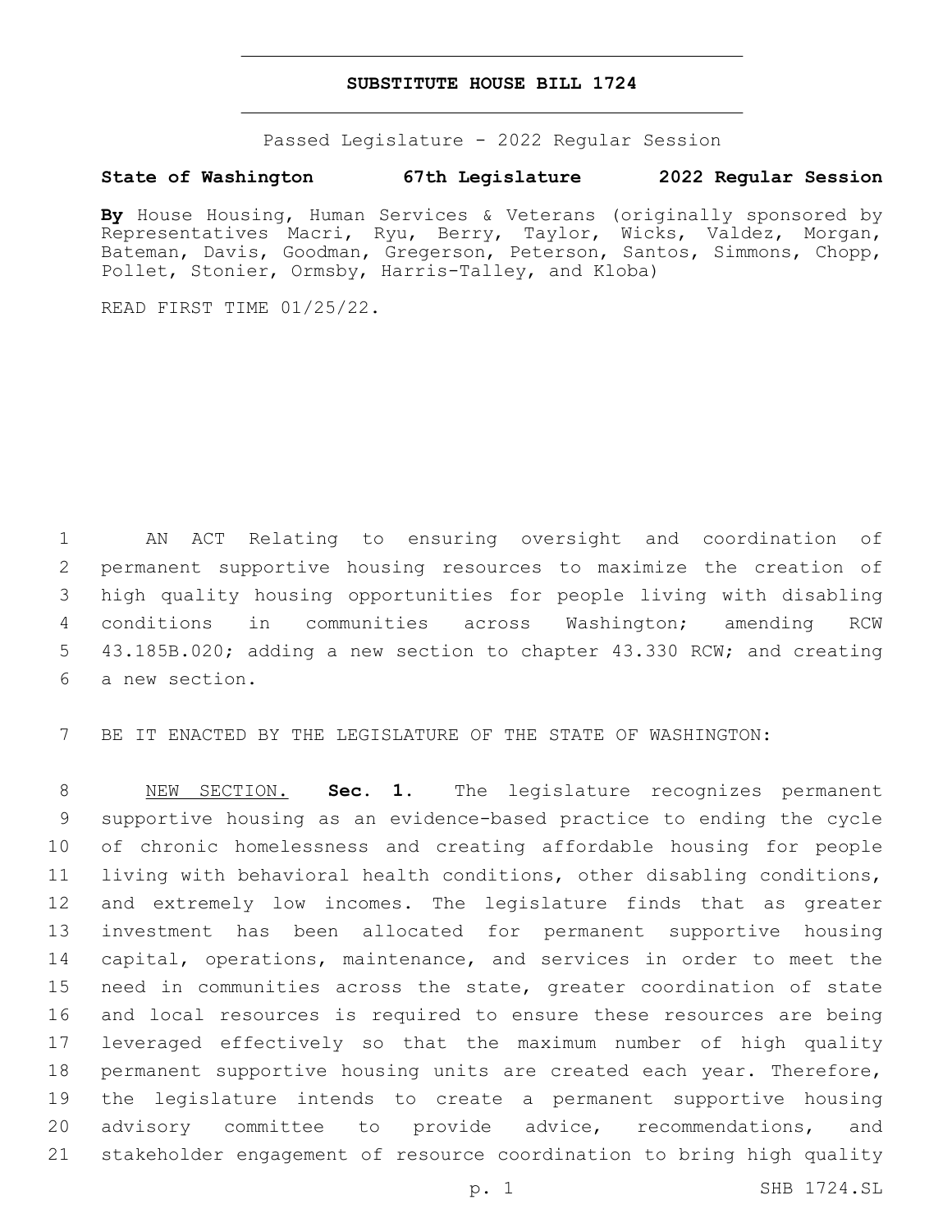# SUBSTITUTE HOUSE BILL 1724

Passed Legislature - 2022 Regular Session

**State of Washington 67th Legislature 2022 Regular Session**

**By** House Housing, Human Services & Veterans (originally sponsored by Representatives Macri, Ryu, Berry, Taylor, Wicks, Valdez, Morgan, Bateman, Davis, Goodman, Gregerson, Peterson, Santos, Simmons, Chopp, Pollet, Stonier, Ormsby, Harris-Talley, and Kloba)

READ FIRST TIME 01/25/22.

AN ACT Relating to ensuring oversight and coordination of permanent supportive housing resources to maximize the creation of high quality housing opportunities for people living with disabling conditions in communities across Washington; amending RCW 43.185B.020; adding a new section to chapter 43.330 RCW; and creating a new section.

BE IT ENACTED BY THE LEGISLATURE OF THE STATE OF WASHINGTON:

NEW SECTION. **Sec. 1.** The legislature recognizes permanent supportive housing as an evidence-based practice to ending the cycle of chronic homelessness and creating affordable housing for people living with behavioral health conditions, other disabling conditions, and extremely low incomes. The legislature finds that as greater investment has been allocated for permanent supportive housing capital, operations, maintenance, and services in order to meet the need in communities across the state, greater coordination of state and local resources is required to ensure these resources are being leveraged effectively so that the maximum number of high quality permanent supportive housing units are created each year. Therefore, the legislature intends to create a permanent supportive housing advisory committee to provide advice, recommendations, and stakeholder engagement of resource coordination to bring high quality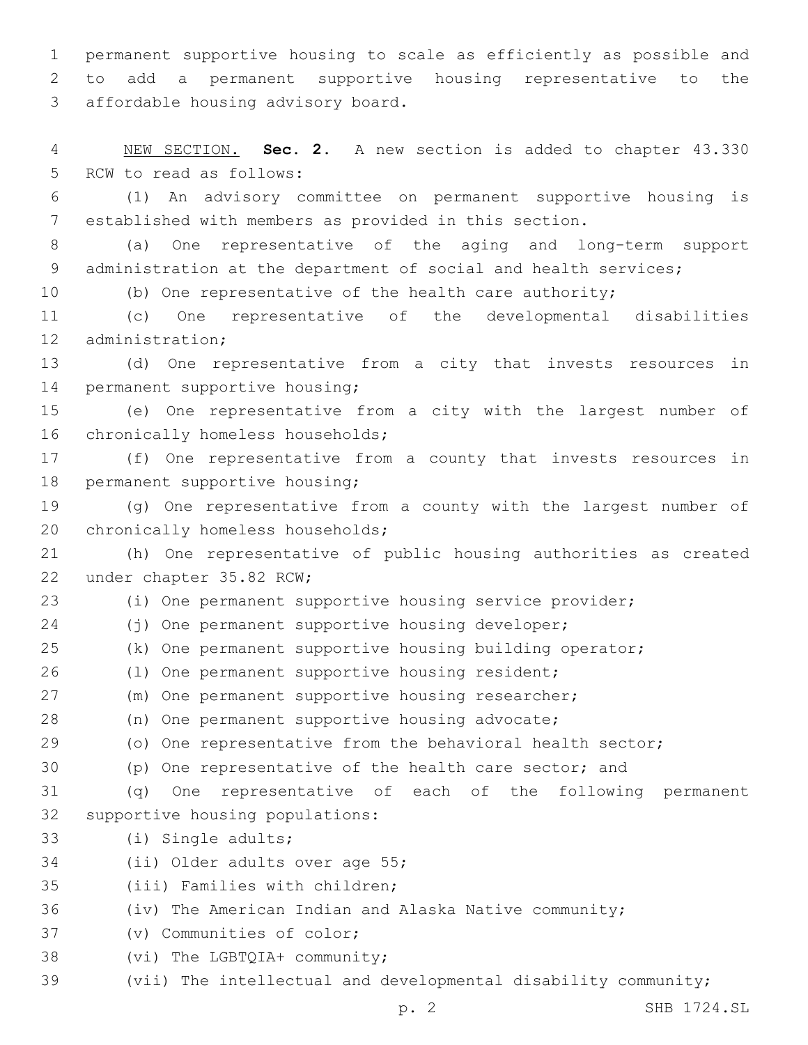permanent supportive housing to scale as efficiently as possible and to add a permanent supportive housing representative to the affordable housing advisory board.

NEW SECTION. **Sec. 2.** A new section is added to chapter 43.330 RCW to read as follows:

(1) An advisory committee on permanent supportive housing is established with members as provided in this section.

(a) One representative of the aging and long-term support administration at the department of social and health services;

(b) One representative of the health care authority;

(c) One representative of the developmental disabilities administration;

(d) One representative from a city that invests resources in permanent supportive housing;

(e) One representative from a city with the largest number of chronically homeless households;

(f) One representative from a county that invests resources in permanent supportive housing;

(g) One representative from a county with the largest number of chronically homeless households;

(h) One representative of public housing authorities as created under chapter 35.82 RCW;

(i) One permanent supportive housing service provider;

(j) One permanent supportive housing developer;

(k) One permanent supportive housing building operator;

(l) One permanent supportive housing resident;

(m) One permanent supportive housing researcher;

(n) One permanent supportive housing advocate;

(o) One representative from the behavioral health sector;

(p) One representative of the health care sector; and

(q) One representative of each of the following permanent supportive housing populations:

(i) Single adults;

(ii) Older adults over age 55;

(iii) Families with children;

(iv) The American Indian and Alaska Native community;

(v) Communities of color;

(vi) The LGBTQIA+ community;

(vii) The intellectual and developmental disability community;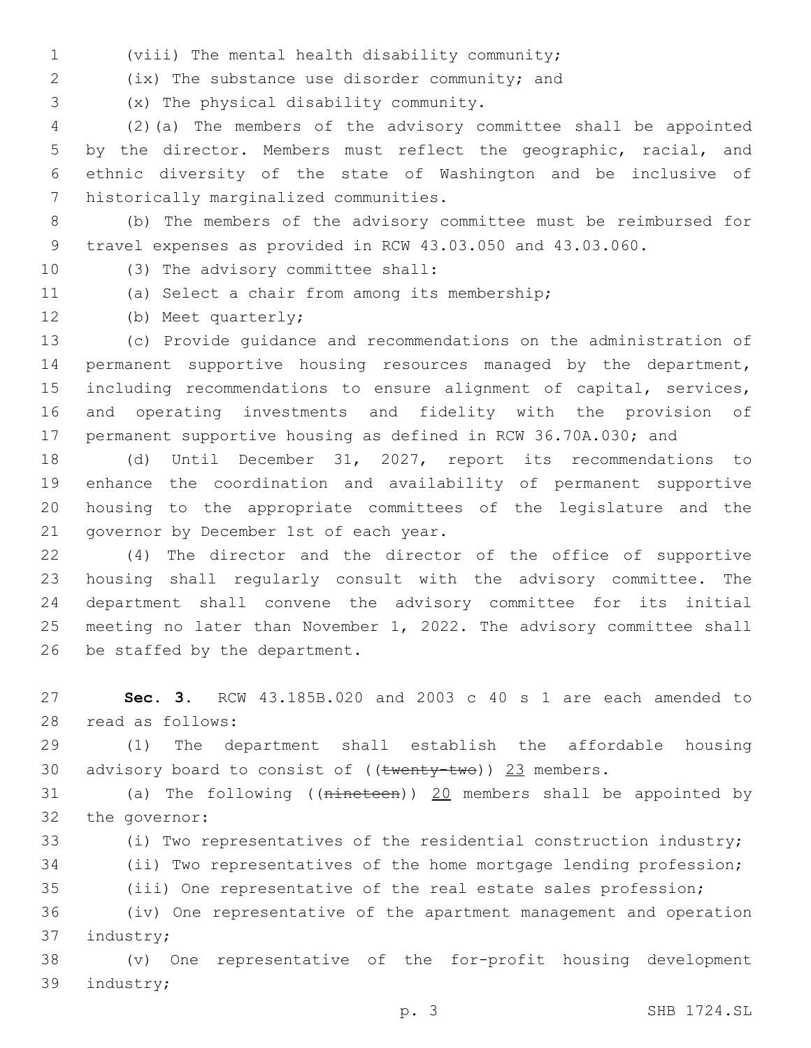(viii) The mental health disability community;

(ix) The substance use disorder community; and

(x) The physical disability community.

(2)(a) The members of the advisory committee shall be appointed by the director. Members must reflect the geographic, racial, and ethnic diversity of the state of Washington and be inclusive of historically marginalized communities.

(b) The members of the advisory committee must be reimbursed for travel expenses as provided in RCW 43.03.050 and 43.03.060.

(3) The advisory committee shall:

(a) Select a chair from among its membership;

(b) Meet quarterly;

(c) Provide guidance and recommendations on the administration of permanent supportive housing resources managed by the department, including recommendations to ensure alignment of capital, services, and operating investments and fidelity with the provision of permanent supportive housing as defined in RCW 36.70A.030; and

(d) Until December 31, 2027, report its recommendations to enhance the coordination and availability of permanent supportive housing to the appropriate committees of the legislature and the governor by December 1st of each year.

(4) The director and the director of the office of supportive housing shall regularly consult with the advisory committee. The department shall convene the advisory committee for its initial meeting no later than November 1, 2022. The advisory committee shall be staffed by the department.

**Sec. 3.** RCW 43.185B.020 and 2003 c 40 s 1 are each amended to read as follows:

(1) The department shall establish the affordable housing advisory board to consist of ((~~twenty-two~~)) <u>23</u> members.

(a) The following ((~~nineteen~~)) <u>20</u> members shall be appointed by the governor:

(i) Two representatives of the residential construction industry;

(ii) Two representatives of the home mortgage lending profession;

(iii) One representative of the real estate sales profession;

(iv) One representative of the apartment management and operation industry;

(v) One representative of the for-profit housing development industry;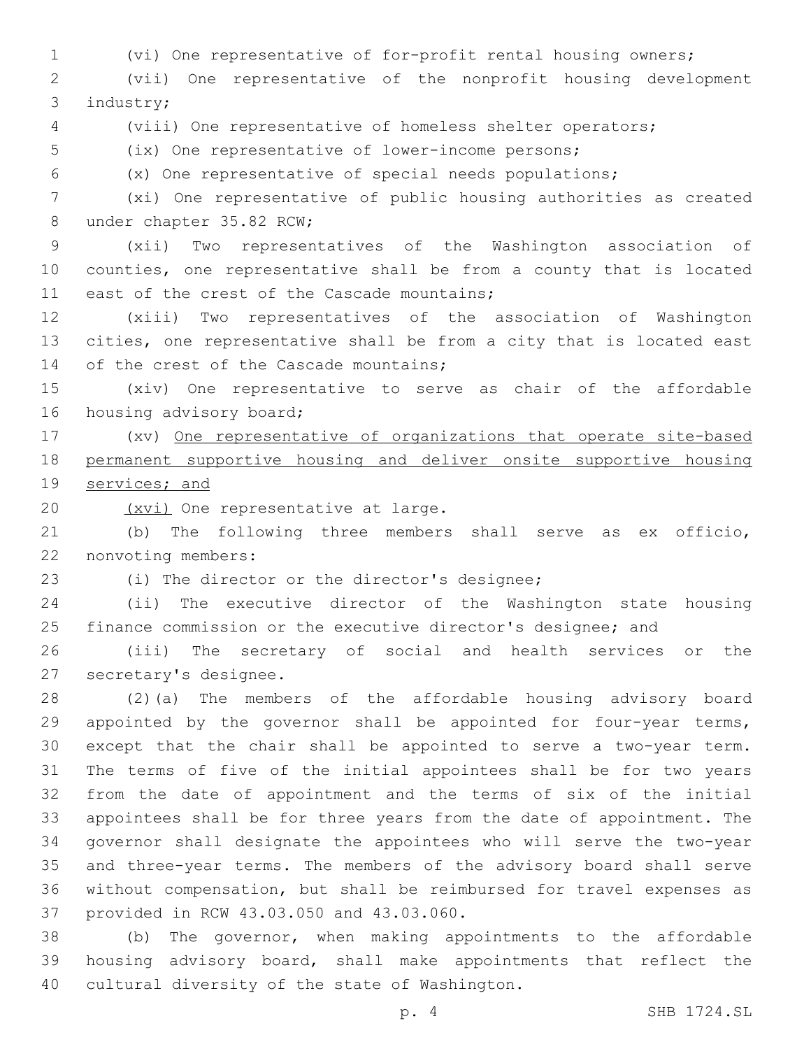(vi) One representative of for-profit rental housing owners;

(vii) One representative of the nonprofit housing development industry;

(viii) One representative of homeless shelter operators;

(ix) One representative of lower-income persons;

(x) One representative of special needs populations;

(xi) One representative of public housing authorities as created under chapter 35.82 RCW;

(xii) Two representatives of the Washington association of counties, one representative shall be from a county that is located east of the crest of the Cascade mountains;

(xiii) Two representatives of the association of Washington cities, one representative shall be from a city that is located east of the crest of the Cascade mountains;

(xiv) One representative to serve as chair of the affordable housing advisory board;

(xv) <u>One representative of organizations that operate site-based permanent supportive housing and deliver onsite supportive housing services; and</u>

<u>(xvi)</u> One representative at large.

(b) The following three members shall serve as ex officio, nonvoting members:

(i) The director or the director's designee;

(ii) The executive director of the Washington state housing finance commission or the executive director's designee; and

(iii) The secretary of social and health services or the secretary's designee.

(2)(a) The members of the affordable housing advisory board appointed by the governor shall be appointed for four-year terms, except that the chair shall be appointed to serve a two-year term. The terms of five of the initial appointees shall be for two years from the date of appointment and the terms of six of the initial appointees shall be for three years from the date of appointment. The governor shall designate the appointees who will serve the two-year and three-year terms. The members of the advisory board shall serve without compensation, but shall be reimbursed for travel expenses as provided in RCW 43.03.050 and 43.03.060.

(b) The governor, when making appointments to the affordable housing advisory board, shall make appointments that reflect the cultural diversity of the state of Washington.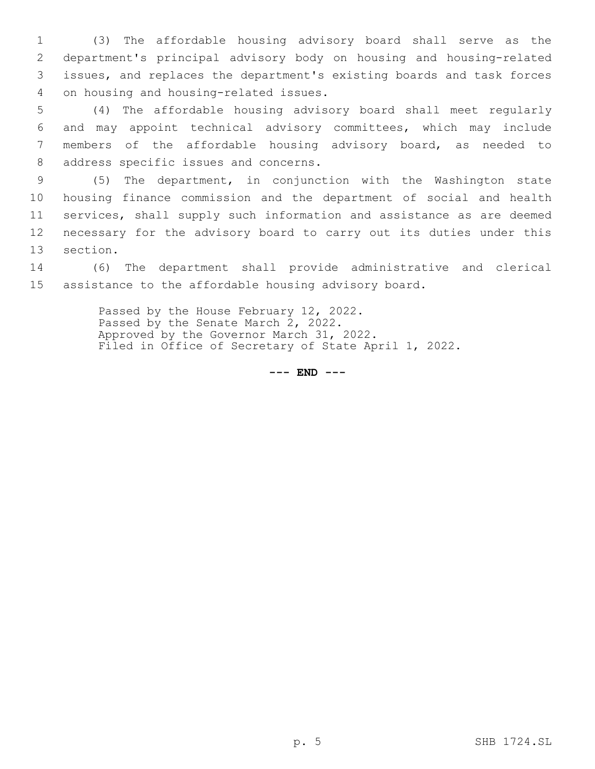(3) The affordable housing advisory board shall serve as the department's principal advisory body on housing and housing-related issues, and replaces the department's existing boards and task forces on housing and housing-related issues.

(4) The affordable housing advisory board shall meet regularly and may appoint technical advisory committees, which may include members of the affordable housing advisory board, as needed to address specific issues and concerns.

(5) The department, in conjunction with the Washington state housing finance commission and the department of social and health services, shall supply such information and assistance as are deemed necessary for the advisory board to carry out its duties under this section.

(6) The department shall provide administrative and clerical assistance to the affordable housing advisory board.

Passed by the House February 12, 2022.
Passed by the Senate March 2, 2022.
Approved by the Governor March 31, 2022.
Filed in Office of Secretary of State April 1, 2022.

**--- END ---**